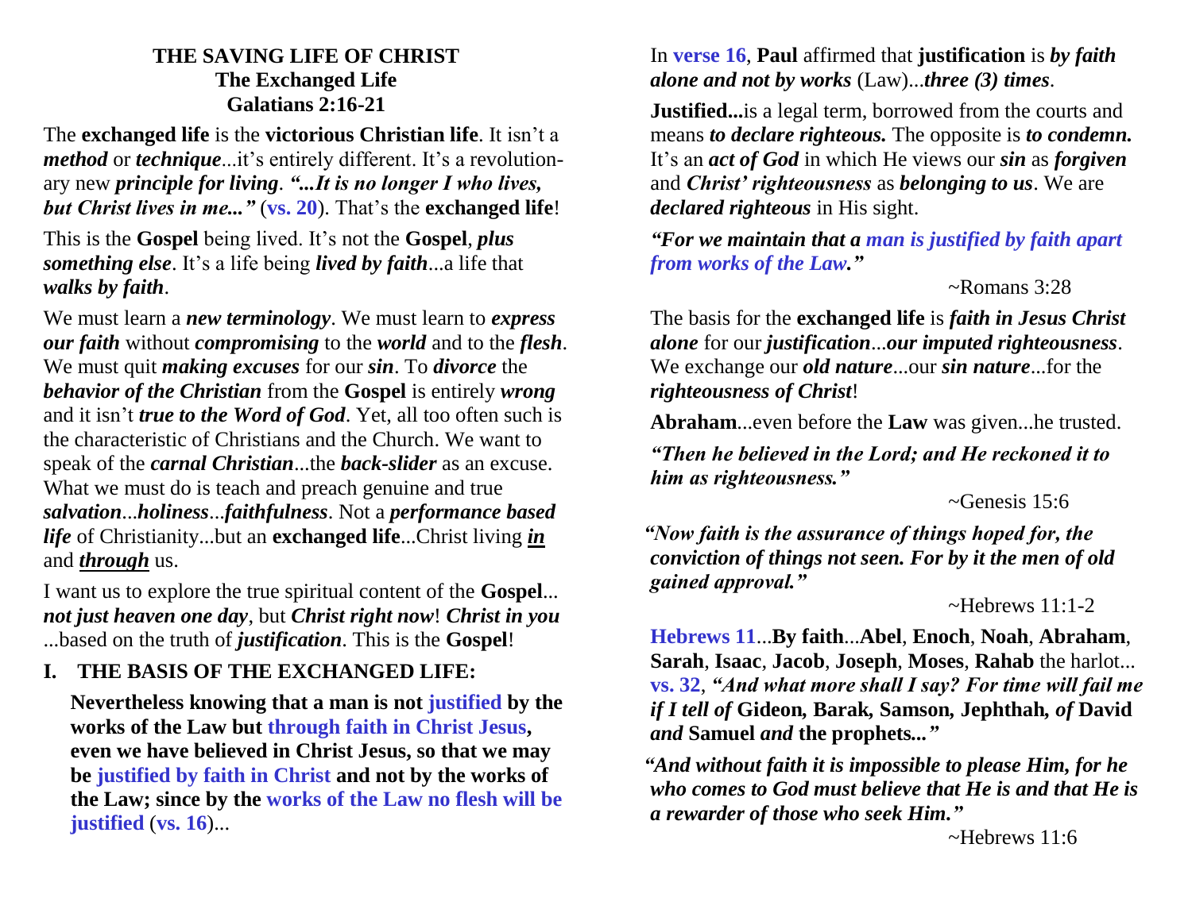# THE SAVING LIFE OF CHRIST
## The Exchanged Life
## Galatians 2:16-21

The **exchanged life** is the **victorious Christian life**. It isn't a ***method*** or ***technique***...it's entirely different. It's a revolutionary new ***principle for living***. ***"...It is no longer I who lives, but Christ lives in me..."*** (**vs. 20**). That's the **exchanged life**!

This is the **Gospel** being lived. It's not the **Gospel**, ***plus something else***. It's a life being ***lived by faith***...a life that ***walks by faith***.

We must learn a ***new terminology***. We must learn to ***express our faith*** without ***compromising*** to the ***world*** and to the ***flesh***. We must quit ***making excuses*** for our ***sin***. To ***divorce*** the ***behavior of the Christian*** from the **Gospel** is entirely ***wrong*** and it isn't ***true to the Word of God***. Yet, all too often such is the characteristic of Christians and the Church. We want to speak of the ***carnal Christian***...the ***back-slider*** as an excuse. What we must do is teach and preach genuine and true ***salvation***...***holiness***...***faithfulness***. Not a ***performance based life*** of Christianity...but an **exchanged life**...Christ living ***<u>in</u>*** and ***<u>through</u>*** us.

I want us to explore the true spiritual content of the **Gospel**... ***not just heaven one day***, but ***Christ right now***! ***Christ in you*** ...based on the truth of ***justification***. This is the **Gospel**!

## I. THE BASIS OF THE EXCHANGED LIFE:

**Nevertheless knowing that a man is not justified by the works of the Law but through faith in Christ Jesus, even we have believed in Christ Jesus, so that we may be justified by faith in Christ and not by the works of the Law; since by the works of the Law no flesh will be justified (vs. 16)**...

In **verse 16**, **Paul** affirmed that **justification** is ***by faith alone and not by works*** (Law)...***three (3) times***.

**Justified...**is a legal term, borrowed from the courts and means ***to declare righteous.*** The opposite is ***to condemn.*** It's an ***act of God*** in which He views our ***sin*** as ***forgiven*** and ***Christ' righteousness*** as ***belonging to us***. We are ***declared righteous*** in His sight.

***"For we maintain that a man is justified by faith apart from works of the Law."***

~Romans 3:28

The basis for the **exchanged life** is ***faith in Jesus Christ alone*** for our ***justification***...***our imputed righteousness***. We exchange our ***old nature***...our ***sin nature***...for the ***righteousness of Christ***!

**Abraham**...even before the **Law** was given...he trusted.

***"Then he believed in the Lord; and He reckoned it to him as righteousness."***

~Genesis 15:6

***"Now faith is the assurance of things hoped for, the conviction of things not seen. For by it the men of old gained approval."***

~Hebrews 11:1-2

**Hebrews 11**...**By faith**...**Abel**, **Enoch**, **Noah**, **Abraham**, **Sarah**, **Isaac**, **Jacob**, **Joseph**, **Moses**, **Rahab** the harlot... **vs. 32**, ***"And what more shall I say? For time will fail me if I tell of* Gideon*,* Barak*,* Samson*,* Jephthah*, of* David *and* Samuel *and* the prophets*..."***

***"And without faith it is impossible to please Him, for he who comes to God must believe that He is and that He is a rewarder of those who seek Him."***

~Hebrews 11:6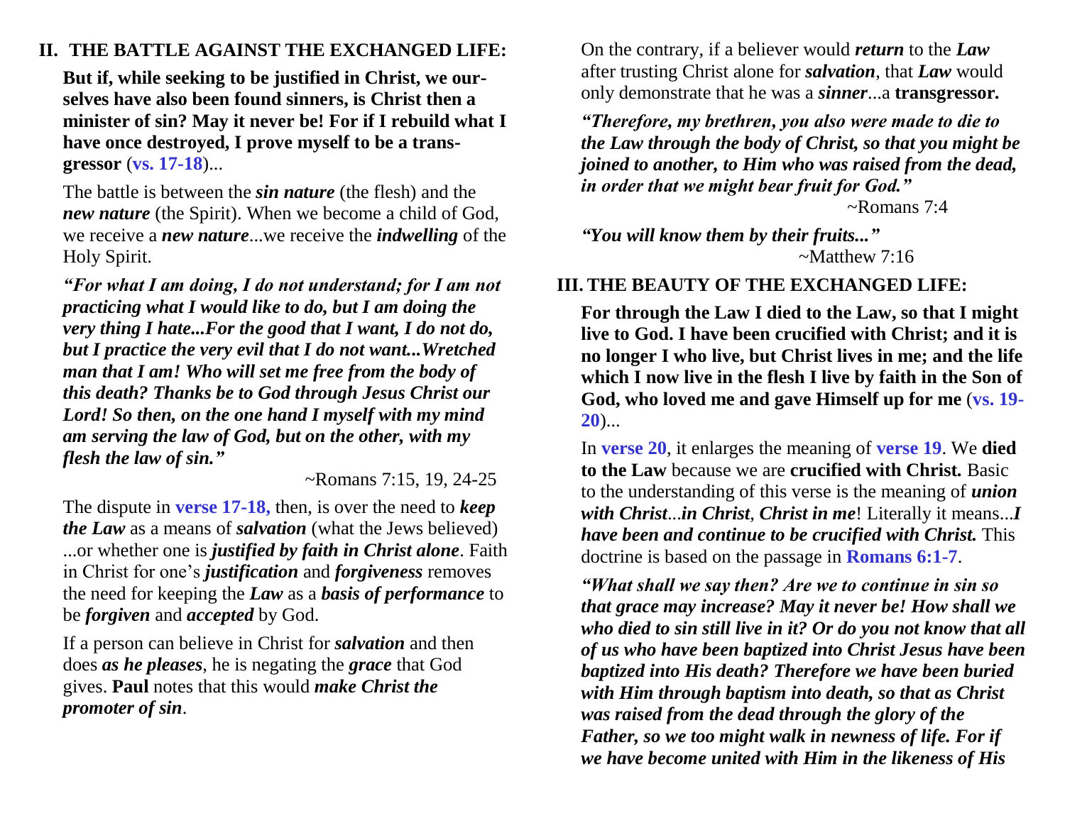## II. THE BATTLE AGAINST THE EXCHANGED LIFE:

**But if, while seeking to be justified in Christ, we ourselves have also been found sinners, is Christ then a minister of sin? May it never be! For if I rebuild what I have once destroyed, I prove myself to be a transgressor** (**vs. 17-18**)...

The battle is between the ***sin nature*** (the flesh) and the ***new nature*** (the Spirit). When we become a child of God, we receive a ***new nature***...we receive the ***indwelling*** of the Holy Spirit.

***"For what I am doing, I do not understand; for I am not practicing what I would like to do, but I am doing the very thing I hate...For the good that I want, I do not do, but I practice the very evil that I do not want...Wretched man that I am! Who will set me free from the body of this death? Thanks be to God through Jesus Christ our Lord! So then, on the one hand I myself with my mind am serving the law of God, but on the other, with my flesh the law of sin."***

~Romans 7:15, 19, 24-25

The dispute in **verse 17-18,** then, is over the need to ***keep the Law*** as a means of ***salvation*** (what the Jews believed) ...or whether one is ***justified by faith in Christ alone***. Faith in Christ for one's ***justification*** and ***forgiveness*** removes the need for keeping the ***Law*** as a ***basis of performance*** to be ***forgiven*** and ***accepted*** by God.

If a person can believe in Christ for ***salvation*** and then does ***as he pleases***, he is negating the ***grace*** that God gives. **Paul** notes that this would ***make Christ the promoter of sin***.

On the contrary, if a believer would ***return*** to the ***Law*** after trusting Christ alone for ***salvation***, that ***Law*** would only demonstrate that he was a ***sinner***...a **transgressor.**

***"Therefore, my brethren, you also were made to die to the Law through the body of Christ, so that you might be joined to another, to Him who was raised from the dead, in order that we might bear fruit for God."***

~Romans 7:4

***"You will know them by their fruits..."***

~Matthew 7:16

## III. THE BEAUTY OF THE EXCHANGED LIFE:

**For through the Law I died to the Law, so that I might live to God. I have been crucified with Christ; and it is no longer I who live, but Christ lives in me; and the life which I now live in the flesh I live by faith in the Son of God, who loved me and gave Himself up for me** (**vs. 19-20**)...

In **verse 20**, it enlarges the meaning of **verse 19**. We **died to the Law** because we are **crucified with Christ.** Basic to the understanding of this verse is the meaning of ***union with Christ***...***in Christ***, ***Christ in me***! Literally it means...***I have been and continue to be crucified with Christ.*** This doctrine is based on the passage in **Romans 6:1-7**.

***"What shall we say then? Are we to continue in sin so that grace may increase? May it never be! How shall we who died to sin still live in it? Or do you not know that all of us who have been baptized into Christ Jesus have been baptized into His death? Therefore we have been buried with Him through baptism into death, so that as Christ was raised from the dead through the glory of the Father, so we too might walk in newness of life. For if we have become united with Him in the likeness of His***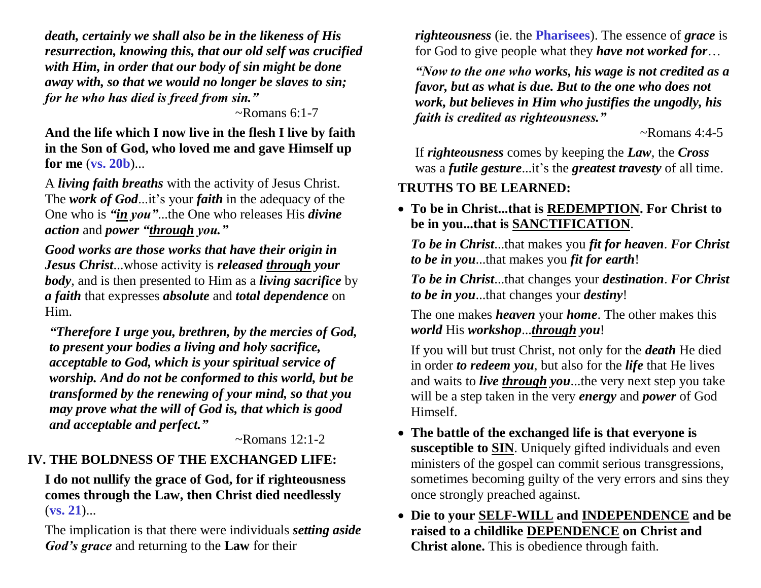***death, certainly we shall also be in the likeness of His resurrection, knowing this, that our old self was crucified with Him, in order that our body of sin might be done away with, so that we would no longer be slaves to sin; for he who has died is freed from sin."***

~Romans 6:1-7

**And the life which I now live in the flesh I live by faith in the Son of God, who loved me and gave Himself up for me (vs. 20b)**...

A ***living faith breaths*** with the activity of Jesus Christ. The ***work of God***...it's your ***faith*** in the adequacy of the One who is ***"<u>in</u> you"***...the One who releases His ***divine action*** and ***power "<u>through</u> you."***

***Good works are those works that have their origin in Jesus Christ***...whose activity is ***released <u>through</u> your body***, and is then presented to Him as a ***living sacrifice*** by ***a faith*** that expresses ***absolute*** and ***total dependence*** on Him.

***"Therefore I urge you, brethren, by the mercies of God, to present your bodies a living and holy sacrifice, acceptable to God, which is your spiritual service of worship. And do not be conformed to this world, but be transformed by the renewing of your mind, so that you may prove what the will of God is, that which is good and acceptable and perfect."***

~Romans 12:1-2

## IV. THE BOLDNESS OF THE EXCHANGED LIFE:

**I do not nullify the grace of God, for if righteousness comes through the Law, then Christ died needlessly (vs. 21)**...

The implication is that there were individuals ***setting aside God's grace*** and returning to the **Law** for their ***righteousness*** (ie. the **Pharisees**). The essence of ***grace*** is for God to give people what they ***have not worked for***…

***"Now to the one who works, his wage is not credited as a favor, but as what is due. But to the one who does not work, but believes in Him who justifies the ungodly, his faith is credited as righteousness."***

~Romans 4:4-5

If ***righteousness*** comes by keeping the ***Law***, the ***Cross*** was a ***futile gesture***...it's the ***greatest travesty*** of all time.

## TRUTHS TO BE LEARNED:

- **To be in Christ...that is <u>REDEMPTION</u>. For Christ to be in you...that is <u>SANCTIFICATION</u>.**

  ***To be in Christ***...that makes you ***fit for heaven***. ***For Christ to be in you***...that makes you ***fit for earth***!

  ***To be in Christ***...that changes your ***destination***. ***For Christ to be in you***...that changes your ***destiny***!

  The one makes ***heaven*** your ***home***. The other makes this ***world*** His ***workshop***...***<u>through</u> you***!

  If you will but trust Christ, not only for the ***death*** He died in order ***to redeem you***, but also for the ***life*** that He lives and waits to ***live <u>through</u> you***...the very next step you take will be a step taken in the very ***energy*** and ***power*** of God Himself.

- **The battle of the exchanged life is that everyone is susceptible to <u>SIN</u>.** Uniquely gifted individuals and even ministers of the gospel can commit serious transgressions, sometimes becoming guilty of the very errors and sins they once strongly preached against.

- **Die to your <u>SELF-WILL</u> and <u>INDEPENDENCE</u> and be raised to a childlike <u>DEPENDENCE</u> on Christ and Christ alone.** This is obedience through faith.